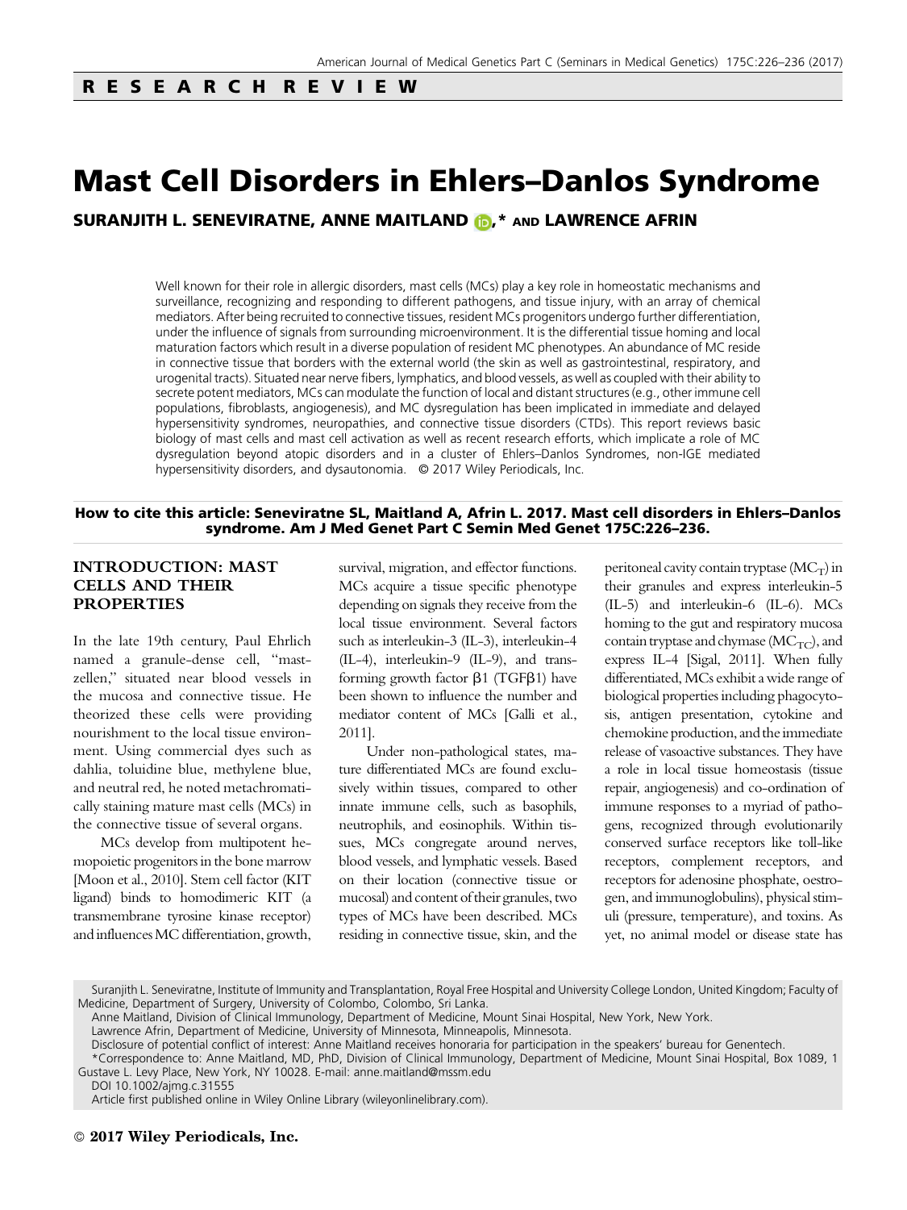RESEARCH REVIEW

# Mast Cell Disorders in Ehlers–Danlos Syndrome

**SURANJITH L. SENEVIRATNE, ANNE MAITLAND,* AND LAWRENCE AFRIN**

Well known for their role in allergic disorders, mast cells (MCs) play a key role in homeostatic mechanisms and surveillance, recognizing and responding to different pathogens, and tissue injury, with an array of chemical mediators. After being recruited to connective tissues, resident MCs progenitors undergo further differentiation, under the influence of signals from surrounding microenvironment. It is the differential tissue homing and local maturation factors which result in a diverse population of resident MC phenotypes. An abundance of MC reside in connective tissue that borders with the external world (the skin as well as gastrointestinal, respiratory, and urogenital tracts). Situated near nerve fibers, lymphatics, and blood vessels, as well as coupled with their ability to secrete potent mediators, MCs can modulate the function of local and distant structures (e.g., other immune cell populations, fibroblasts, angiogenesis), and MC dysregulation has been implicated in immediate and delayed hypersensitivity syndromes, neuropathies, and connective tissue disorders (CTDs). This report reviews basic biology of mast cells and mast cell activation as well as recent research efforts, which implicate a role of MC dysregulation beyond atopic disorders and in a cluster of Ehlers–Danlos Syndromes, non-IGE mediated hypersensitivity disorders, and dysautonomia. © 2017 Wiley Periodicals, Inc.

**How to cite this article: Seneviratne SL, Maitland A, Afrin L. 2017. Mast cell disorders in Ehlers–Danlos syndrome. Am J Med Genet Part C Semin Med Genet 175C:226–236.**

## INTRODUCTION: MAST CELLS AND THEIR PROPERTIES

In the late 19th century, Paul Ehrlich named a granule-dense cell, "mastzellen," situated near blood vessels in the mucosa and connective tissue. He theorized these cells were providing nourishment to the local tissue environment. Using commercial dyes such as dahlia, toluidine blue, methylene blue, and neutral red, he noted metachromatically staining mature mast cells (MCs) in the connective tissue of several organs.

MCs develop from multipotent hemopoietic progenitors in the bone marrow [Moon et al., 2010]. Stem cell factor (KIT ligand) binds to homodimeric KIT (a transmembrane tyrosine kinase receptor) and influences MC differentiation, growth, survival, migration, and effector functions. MCs acquire a tissue specific phenotype depending on signals they receive from the local tissue environment. Several factors such as interleukin-3 (IL-3), interleukin-4 (IL-4), interleukin-9 (IL-9), and transforming growth factor β1 (TGFβ1) have been shown to influence the number and mediator content of MCs [Galli et al., 2011].

Under non-pathological states, mature differentiated MCs are found exclusively within tissues, compared to other innate immune cells, such as basophils, neutrophils, and eosinophils. Within tissues, MCs congregate around nerves, blood vessels, and lymphatic vessels. Based on their location (connective tissue or mucosal) and content of their granules, two types of MCs have been described. MCs residing in connective tissue, skin, and the peritoneal cavity contain tryptase ($MC_T$) in their granules and express interleukin-5 (IL-5) and interleukin-6 (IL-6). MCs homing to the gut and respiratory mucosa contain tryptase and chymase ($MC_{TC}$), and express IL-4 [Sigal, 2011]. When fully differentiated, MCs exhibit a wide range of biological properties including phagocytosis, antigen presentation, cytokine and chemokine production, and the immediate release of vasoactive substances. They have a role in local tissue homeostasis (tissue repair, angiogenesis) and co-ordination of immune responses to a myriad of pathogens, recognized through evolutionarily conserved surface receptors like toll-like receptors, complement receptors, and receptors for adenosine phosphate, oestrogen, and immunoglobulins), physical stimuli (pressure, temperature), and toxins. As yet, no animal model or disease state has

Suranjith L. Seneviratne, Institute of Immunity and Transplantation, Royal Free Hospital and University College London, United Kingdom; Faculty of Medicine, Department of Surgery, University of Colombo, Colombo, Sri Lanka.

Anne Maitland, Division of Clinical Immunology, Department of Medicine, Mount Sinai Hospital, New York, New York.

Lawrence Afrin, Department of Medicine, University of Minnesota, Minneapolis, Minnesota.

Disclosure of potential conflict of interest: Anne Maitland receives honoraria for participation in the speakers' bureau for Genentech.

*Correspondence to: Anne Maitland, MD, PhD, Division of Clinical Immunology, Department of Medicine, Mount Sinai Hospital, Box 1089, 1 Gustave L. Levy Place, New York, NY 10028. E-mail: anne.maitland@mssm.edu

DOI 10.1002/ajmg.c.31555

Article first published online in Wiley Online Library (wileyonlinelibrary.com).

© 2017 Wiley Periodicals, Inc.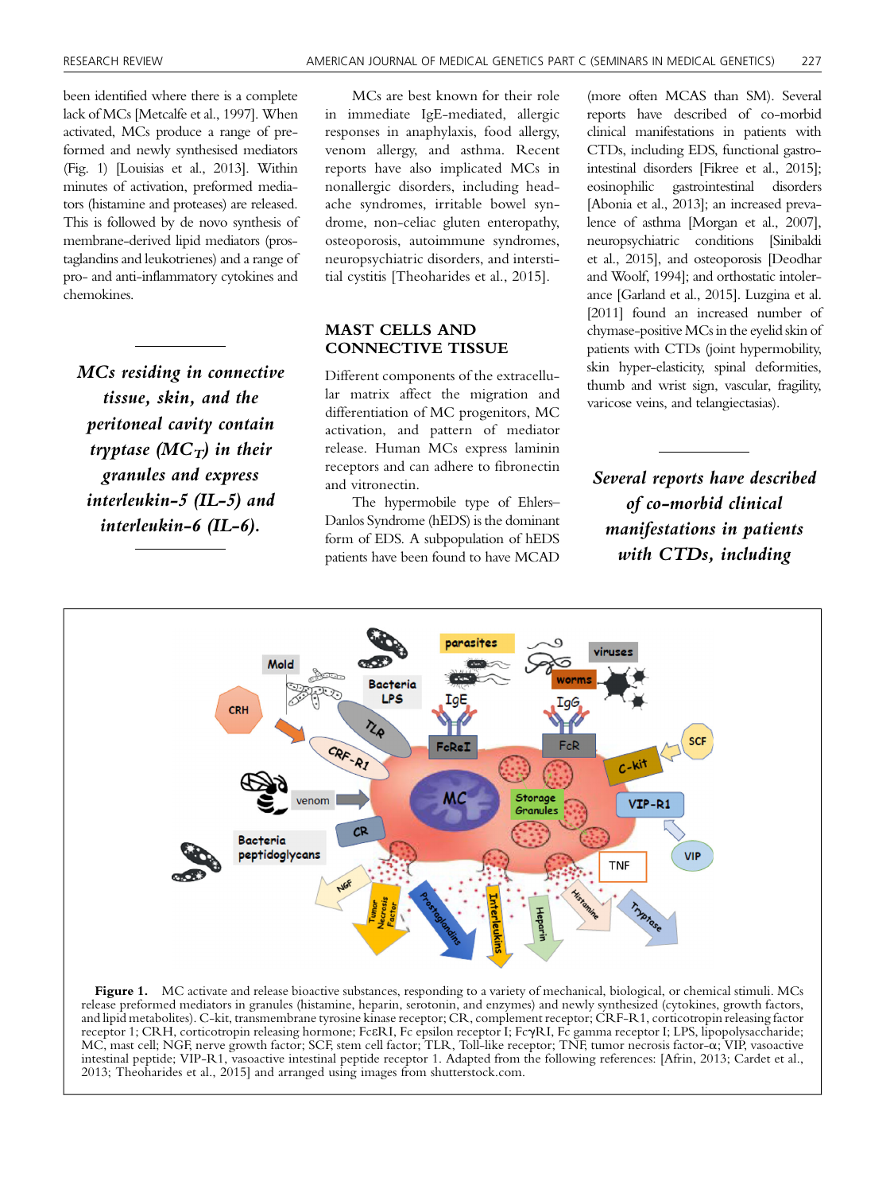been identified where there is a complete lack of MCs [Metcalfe et al., 1997]. When activated, MCs produce a range of preformed and newly synthesised mediators (Fig. 1) [Louisias et al., 2013]. Within minutes of activation, preformed mediators (histamine and proteases) are released. This is followed by de novo synthesis of membrane-derived lipid mediators (prostaglandins and leukotrienes) and a range of pro- and anti-inflammatory cytokines and chemokines.

*MCs residing in connective tissue, skin, and the peritoneal cavity contain tryptase ($MC_T$) in their granules and express interleukin-5 (IL-5) and interleukin-6 (IL-6).*

MCs are best known for their role in immediate IgE-mediated, allergic responses in anaphylaxis, food allergy, venom allergy, and asthma. Recent reports have also implicated MCs in nonallergic disorders, including headache syndromes, irritable bowel syndrome, non-celiac gluten enteropathy, osteoporosis, autoimmune syndromes, neuropsychiatric disorders, and interstitial cystitis [Theoharides et al., 2015].

## MAST CELLS AND CONNECTIVE TISSUE

Different components of the extracellular matrix affect the migration and differentiation of MC progenitors, MC activation, and pattern of mediator release. Human MCs express laminin receptors and can adhere to fibronectin and vitronectin.

The hypermobile type of Ehlers–Danlos Syndrome (hEDS) is the dominant form of EDS. A subpopulation of hEDS patients have been found to have MCAD (more often MCAS than SM). Several reports have described of co-morbid clinical manifestations in patients with CTDs, including EDS, functional gastrointestinal disorders [Fikree et al., 2015]; eosinophilic gastrointestinal disorders [Abonia et al., 2013]; an increased prevalence of asthma [Morgan et al., 2007], neuropsychiatric conditions [Sinibaldi et al., 2015], and osteoporosis [Deodhar and Woolf, 1994]; and orthostatic intolerance [Garland et al., 2015]. Luzgina et al. [2011] found an increased number of chymase-positive MCs in the eyelid skin of patients with CTDs (joint hypermobility, skin hyper-elasticity, spinal deformities, thumb and wrist sign, vascular, fragility, varicose veins, and telangiectasias).

*Several reports have described of co-morbid clinical manifestations in patients with CTDs, including*

**Figure 1.** MC activate and release bioactive substances, responding to a variety of mechanical, biological, or chemical stimuli. MCs release preformed mediators in granules (histamine, heparin, serotonin, and enzymes) and newly synthesized (cytokines, growth factors, and lipid metabolites). C-kit, transmembrane tyrosine kinase receptor; CR, complement receptor; CRF-R1, corticotropin releasing factor receptor 1; CRH, corticotropin releasing hormone; FcεRI, Fc epsilon receptor I; FcγRI, Fc gamma receptor I; LPS, lipopolysaccharide; MC, mast cell; NGF, nerve growth factor; SCF, stem cell factor; TLR, Toll-like receptor; TNF, tumor necrosis factor-α; VIP, vasoactive intestinal peptide; VIP-R1, vasoactive intestinal peptide receptor 1. Adapted from the following references: [Afrin, 2013; Cardet et al., 2013; Theoharides et al., 2015] and arranged using images from shutterstock.com.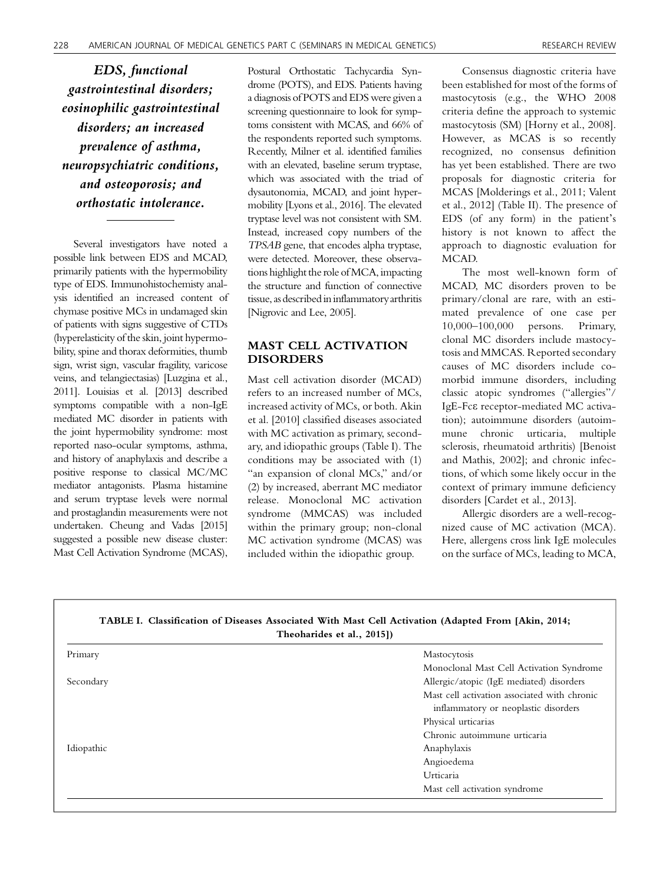*EDS, functional gastrointestinal disorders; eosinophilic gastrointestinal disorders; an increased prevalence of asthma, neuropsychiatric conditions, and osteoporosis; and orthostatic intolerance.*

Several investigators have noted a possible link between EDS and MCAD, primarily patients with the hypermobility type of EDS. Immunohistochemistry analysis identified an increased content of chymase positive MCs in undamaged skin of patients with signs suggestive of CTDs (hyperelasticity of the skin, joint hypermobility, spine and thorax deformities, thumb sign, wrist sign, vascular fragility, varicose veins, and telangiectasias) [Luzgina et al., 2011]. Louisias et al. [2013] described symptoms compatible with a non-IgE mediated MC disorder in patients with the joint hypermobility syndrome: most reported naso-ocular symptoms, asthma, and history of anaphylaxis and describe a positive response to classical MC/MC mediator antagonists. Plasma histamine and serum tryptase levels were normal and prostaglandin measurements were not undertaken. Cheung and Vadas [2015] suggested a possible new disease cluster: Mast Cell Activation Syndrome (MCAS), Postural Orthostatic Tachycardia Syndrome (POTS), and EDS. Patients having a diagnosis of POTS and EDS were given a screening questionnaire to look for symptoms consistent with MCAS, and 66% of the respondents reported such symptoms. Recently, Milner et al. identified families with an elevated, baseline serum tryptase, which was associated with the triad of dysautonomia, MCAD, and joint hypermobility [Lyons et al., 2016]. The elevated tryptase level was not consistent with SM. Instead, increased copy numbers of the *TPSAB* gene, that encodes alpha tryptase, were detected. Moreover, these observations highlight the role of MCA, impacting the structure and function of connective tissue, as described in inflammatory arthritis [Nigrovic and Lee, 2005].

## MAST CELL ACTIVATION DISORDERS

Mast cell activation disorder (MCAD) refers to an increased number of MCs, increased activity of MCs, or both. Akin et al. [2010] classified diseases associated with MC activation as primary, secondary, and idiopathic groups (Table I). The conditions may be associated with (1) "an expansion of clonal MCs," and/or (2) by increased, aberrant MC mediator release. Monoclonal MC activation syndrome (MMCAS) was included within the primary group; non-clonal MC activation syndrome (MCAS) was included within the idiopathic group.

Consensus diagnostic criteria have been established for most of the forms of mastocytosis (e.g., the WHO 2008 criteria define the approach to systemic mastocytosis (SM) [Horny et al., 2008]. However, as MCAS is so recently recognized, no consensus definition has yet been established. There are two proposals for diagnostic criteria for MCAS [Molderings et al., 2011; Valent et al., 2012] (Table II). The presence of EDS (of any form) in the patient's history is not known to affect the approach to diagnostic evaluation for MCAD.

The most well-known form of MCAD, MC disorders proven to be primary/clonal are rare, with an estimated prevalence of one case per 10,000–100,000 persons. Primary, clonal MC disorders include mastocytosis and MMCAS. Reported secondary causes of MC disorders include comorbid immune disorders, including classic atopic syndromes ("allergies"/IgE-Fcε receptor-mediated MC activation); autoimmune disorders (autoimmune chronic urticaria, multiple sclerosis, rheumatoid arthritis) [Benoist and Mathis, 2002]; and chronic infections, of which some likely occur in the context of primary immune deficiency disorders [Cardet et al., 2013].

Allergic disorders are a well-recognized cause of MC activation (MCA). Here, allergens cross link IgE molecules on the surface of MCs, leading to MCA,

**TABLE I. Classification of Diseases Associated With Mast Cell Activation (Adapted From [Akin, 2014; Theoharides et al., 2015])**

| | |
|---|---|
| Primary | Mastocytosis |
| | Monoclonal Mast Cell Activation Syndrome |
| Secondary | Allergic/atopic (IgE mediated) disorders |
| | Mast cell activation associated with chronic inflammatory or neoplastic disorders |
| | Physical urticarias |
| | Chronic autoimmune urticaria |
| Idiopathic | Anaphylaxis |
| | Angioedema |
| | Urticaria |
| | Mast cell activation syndrome |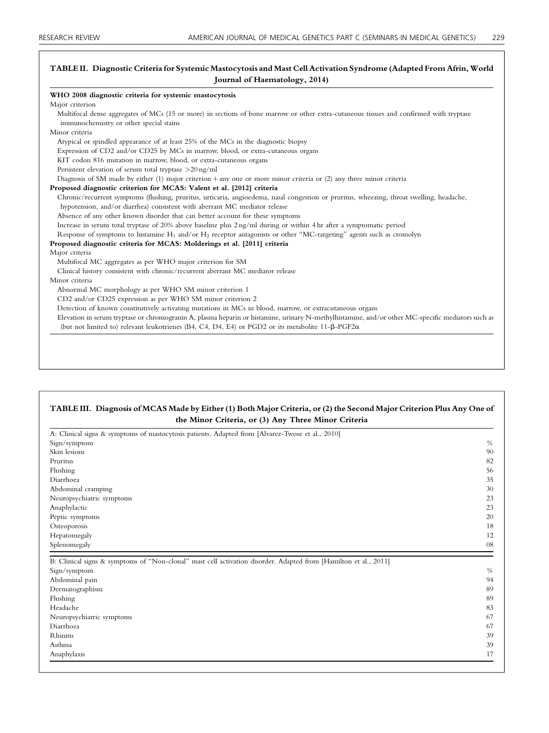**TABLE II. Diagnostic Criteria for Systemic Mastocytosis and Mast Cell Activation Syndrome (Adapted From Afrin, World Journal of Haematology, 2014)**

**WHO 2008 diagnostic criteria for systemic mastocytosis**

Major criterion

- Multifocal dense aggregates of MCs (15 or more) in sections of bone marrow or other extra-cutaneous tissues and confirmed with tryptase immunochemistry or other special stains

Minor criteria

- Atypical or spindled appearance of at least 25% of the MCs in the diagnostic biopsy
- Expression of CD2 and/or CD25 by MCs in marrow, blood, or extra-cutaneous organs
- KIT codon 816 mutation in marrow, blood, or extra-cutaneous organs
- Persistent elevation of serum total tryptase >20 ng/ml

Diagnosis of SM made by either (1) major criterion + any one or more minor criteria or (2) any three minor criteria

**Proposed diagnostic criterion for MCAS: Valent et al. [2012] criteria**

- Chronic/recurrent symptoms (flushing, pruritus, urticaria, angioedema, nasal congestion or pruritus, wheezing, throat swelling, headache, hypotension, and/or diarrhea) consistent with aberrant MC mediator release
- Absence of any other known disorder that can better account for these symptoms
- Increase in serum total tryptase of 20% above baseline plus 2 ng/ml during or within 4 hr after a symptomatic period
- Response of symptoms to histamine $H_1$ and/or $H_2$ receptor antagonists or other "MC-targeting" agents such as cromolyn

**Proposed diagnostic criteria for MCAS: Molderings et al. [2011] criteria**

Major criteria

- Multifocal MC aggregates as per WHO major criterion for SM
- Clinical history consistent with chronic/recurrent aberrant MC mediator release

Minor criteria

- Abnormal MC morphology as per WHO SM minor criterion 1
- CD2 and/or CD25 expression as per WHO SM minor criterion 2
- Detection of known constitutively activating mutations in MCs in blood, marrow, or extracutaneous organs
- Elevation in serum tryptase or chromogranin A, plasma heparin or histamine, urinary N-methylhistamine, and/or other MC-specific mediators such as (but not limited to) relevant leukotrienes (B4, C4, D4, E4) or PGD2 or its metabolite 11-β-PGF2α

**TABLE III. Diagnosis of MCAS Made by Either (1) Both Major Criteria, or (2) the Second Major Criterion Plus Any One of the Minor Criteria, or (3) Any Three Minor Criteria**

A: Clinical signs & symptoms of mastocytosis patients. Adapted from [Alvarez-Twose et al., 2010]

| Sign/symptom | % |
| --- | --- |
| Skin lesions | 90 |
| Pruritus | 82 |
| Flushing | 56 |
| Diarrhoea | 35 |
| Abdominal cramping | 30 |
| Neuropsychiatric symptoms | 23 |
| Anaphylactic | 23 |
| Peptic symptoms | 20 |
| Osteoporosis | 18 |
| Hepatomegaly | 12 |
| Splenomegaly | 08 |

B: Clinical signs & symptoms of "Non-clonal" mast cell activation disorder. Adapted from [Hamilton et al., 2011]

| Sign/symptom | % |
| --- | --- |
| Abdominal pain | 94 |
| Dermatographism | 89 |
| Flushing | 89 |
| Headache | 83 |
| Neuropsychiatric symptoms | 67 |
| Diarrhoea | 67 |
| Rhinitis | 39 |
| Asthma | 39 |
| Anaphylaxis | 17 |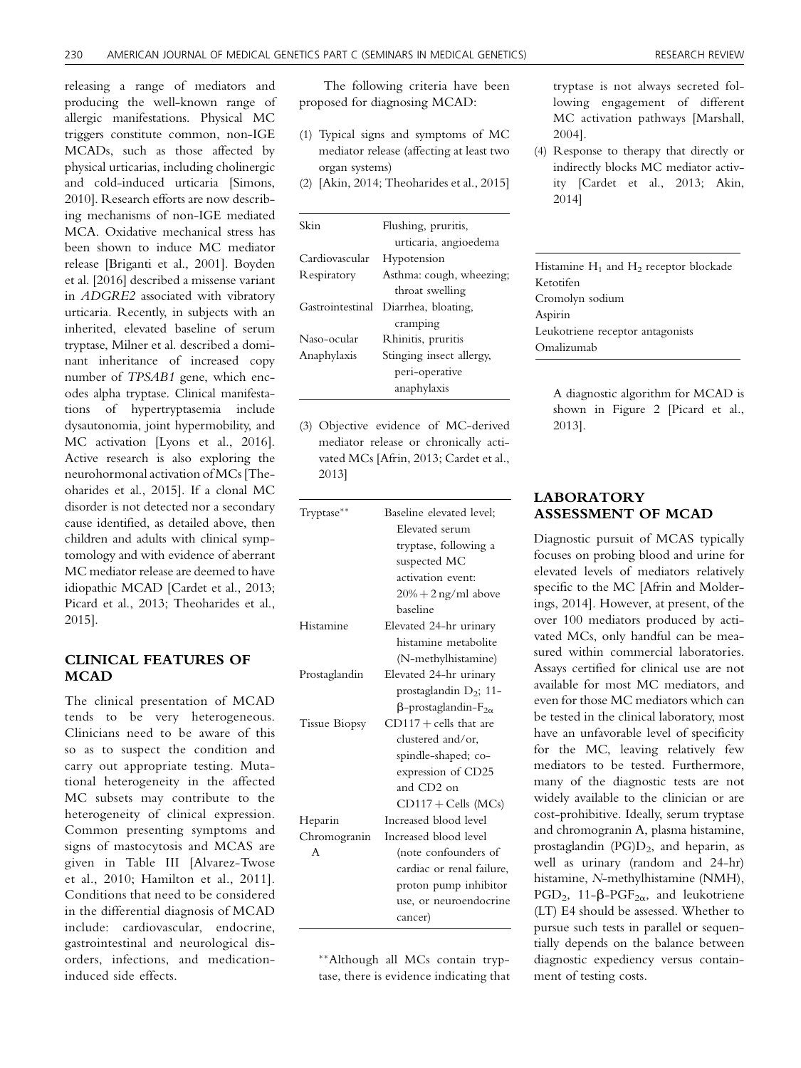releasing a range of mediators and producing the well-known range of allergic manifestations. Physical MC triggers constitute common, non-IGE MCADs, such as those affected by physical urticarias, including cholinergic and cold-induced urticaria [Simons, 2010]. Research efforts are now describing mechanisms of non-IGE mediated MCA. Oxidative mechanical stress has been shown to induce MC mediator release [Briganti et al., 2001]. Boyden et al. [2016] described a missense variant in *ADGRE2* associated with vibratory urticaria. Recently, in subjects with an inherited, elevated baseline of serum tryptase, Milner et al. described a dominant inheritance of increased copy number of *TPSAB1* gene, which encodes alpha tryptase. Clinical manifestations of hypertryptasemia include dysautonomia, joint hypermobility, and MC activation [Lyons et al., 2016]. Active research is also exploring the neurohormonal activation of MCs [Theoharides et al., 2015]. If a clonal MC disorder is not detected nor a secondary cause identified, as detailed above, then children and adults with clinical symptomatology and with evidence of aberrant MC mediator release are deemed to have idiopathic MCAD [Cardet et al., 2013; Picard et al., 2013; Theoharides et al., 2015].

## CLINICAL FEATURES OF MCAD

The clinical presentation of MCAD tends to be very heterogeneous. Clinicians need to be aware of this so as to suspect the condition and carry out appropriate testing. Mutational heterogeneity in the affected MC subsets may contribute to the heterogeneity of clinical expression. Common presenting symptoms and signs of mastocytosis and MCAS are given in Table III [Alvarez-Twose et al., 2010; Hamilton et al., 2011]. Conditions that need to be considered in the differential diagnosis of MCAD include: cardiovascular, endocrine, gastrointestinal and neurological disorders, infections, and medication-induced side effects.

The following criteria have been proposed for diagnosing MCAD:

(1) Typical signs and symptoms of MC mediator release (affecting at least two organ systems)
(2) [Akin, 2014; Theoharides et al., 2015]

| | |
|---|---|
| Skin | Flushing, pruritis, urticaria, angioedema |
| Cardiovascular | Hypotension |
| Respiratory | Asthma: cough, wheezing; throat swelling |
| Gastrointestinal | Diarrhea, bloating, cramping |
| Naso-ocular | Rhinitis, pruritis |
| Anaphylaxis | Stinging insect allergy, peri-operative anaphylaxis |

(3) Objective evidence of MC-derived mediator release or chronically activated MCs [Afrin, 2013; Cardet et al., 2013]

| | |
|---|---|
| Tryptase** | Baseline elevated level; Elevated serum tryptase, following a suspected MC activation event: 20% + 2 ng/ml above baseline |
| Histamine | Elevated 24-hr urinary histamine metabolite (N-methylhistamine) |
| Prostaglandin | Elevated 24-hr urinary prostaglandin $D_2$; 11-β-prostaglandin-$F_{2\alpha}$ |
| Tissue Biopsy | CD117 + cells that are clustered and/or, spindle-shaped; co-expression of CD25 and CD2 on CD117 + Cells (MCs) |
| Heparin | Increased blood level |
| Chromogranin A | Increased blood level (note confounders of cardiac or renal failure, proton pump inhibitor use, or neuroendocrine cancer) |

**Although all MCs contain tryptase, there is evidence indicating that tryptase is not always secreted following engagement of different MC activation pathways [Marshall, 2004].

(4) Response to therapy that directly or indirectly blocks MC mediator activity [Cardet et al., 2013; Akin, 2014]

| |
|---|
| Histamine $H_1$ and $H_2$ receptor blockade |
| Ketotifen |
| Cromolyn sodium |
| Aspirin |
| Leukotriene receptor antagonists |
| Omalizumab |

A diagnostic algorithm for MCAD is shown in Figure 2 [Picard et al., 2013].

## LABORATORY ASSESSMENT OF MCAD

Diagnostic pursuit of MCAS typically focuses on probing blood and urine for elevated levels of mediators relatively specific to the MC [Afrin and Molderings, 2014]. However, at present, of the over 100 mediators produced by activated MCs, only handful can be measured within commercial laboratories. Assays certified for clinical use are not available for most MC mediators, and even for those MC mediators which can be tested in the clinical laboratory, most have an unfavorable level of specificity for the MC, leaving relatively few mediators to be tested. Furthermore, many of the diagnostic tests are not widely available to the clinician or are cost-prohibitive. Ideally, serum tryptase and chromogranin A, plasma histamine, prostaglandin $(PG)D_2$, and heparin, as well as urinary (random and 24-hr) histamine, *N*-methylhistamine (NMH), $PGD_2$, 11-β-$PGF_{2\alpha}$, and leukotriene (LT) E4 should be assessed. Whether to pursue such tests in parallel or sequentially depends on the balance between diagnostic expediency versus containment of testing costs.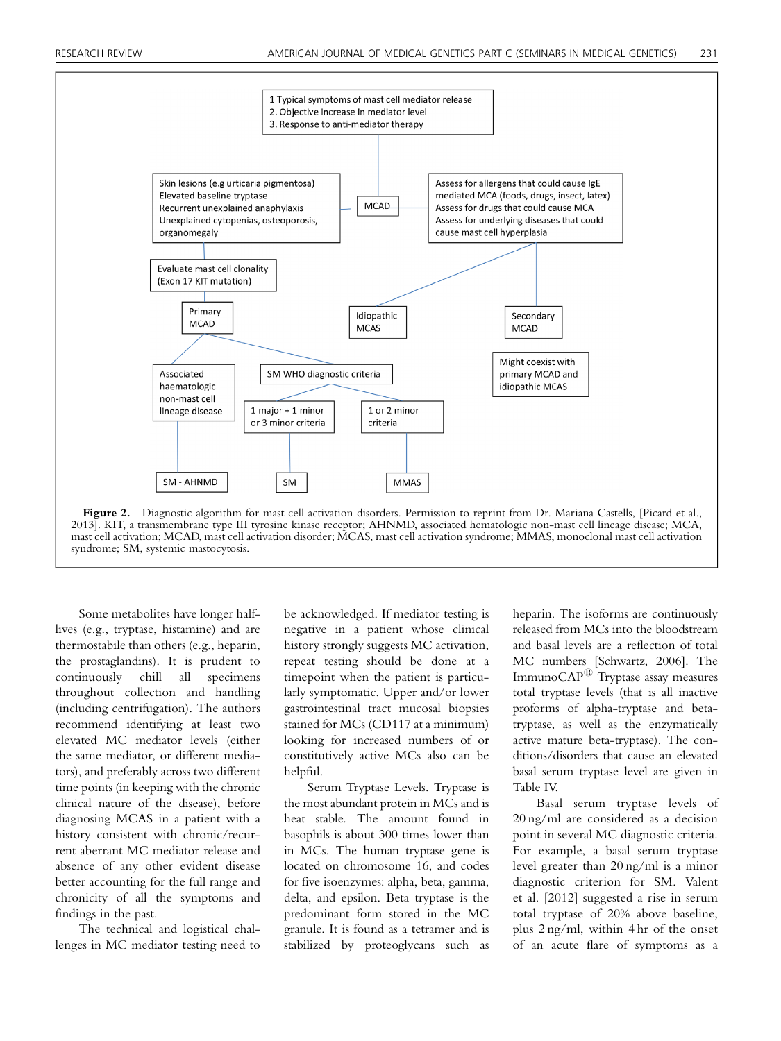1 Typical symptoms of mast cell mediator release
2. Objective increase in mediator level
3. Response to anti-mediator therapy

MCAD

Skin lesions (e.g urticaria pigmentosa)
Elevated baseline tryptase
Recurrent unexplained anaphylaxis
Unexplained cytopenias, osteoporosis, organomegaly

Assess for allergens that could cause IgE mediated MCA (foods, drugs, insect, latex)
Assess for drugs that could cause MCA
Assess for underlying diseases that could cause mast cell hyperplasia

Evaluate mast cell clonality (Exon 17 KIT mutation)

Primary MCAD

Idiopathic MCAS

Secondary MCAD

Might coexist with primary MCAD and idiopathic MCAS

Associated haematologic non-mast cell lineage disease

SM WHO diagnostic criteria

1 major + 1 minor or 3 minor criteria

1 or 2 minor criteria

SM - AHNMD

SM

MMAS

**Figure 2.** Diagnostic algorithm for mast cell activation disorders. Permission to reprint from Dr. Mariana Castells, [Picard et al., 2013]. KIT, a transmembrane type III tyrosine kinase receptor; AHNMD, associated hematologic non-mast cell lineage disease; MCA, mast cell activation; MCAD, mast cell activation disorder; MCAS, mast cell activation syndrome; MMAS, monoclonal mast cell activation syndrome; SM, systemic mastocytosis.

Some metabolites have longer half-lives (e.g., tryptase, histamine) and are thermostabile than others (e.g., heparin, the prostaglandins). It is prudent to continuously chill all specimens throughout collection and handling (including centrifugation). The authors recommend identifying at least two elevated MC mediator levels (either the same mediator, or different mediators), and preferably across two different time points (in keeping with the chronic clinical nature of the disease), before diagnosing MCAS in a patient with a history consistent with chronic/recurrent aberrant MC mediator release and absence of any other evident disease better accounting for the full range and chronicity of all the symptoms and findings in the past.

The technical and logistical challenges in MC mediator testing need to be acknowledged. If mediator testing is negative in a patient whose clinical history strongly suggests MC activation, repeat testing should be done at a timepoint when the patient is particularly symptomatic. Upper and/or lower gastrointestinal tract mucosal biopsies stained for MCs (CD117 at a minimum) looking for increased numbers of or constitutively active MCs also can be helpful.

Serum Tryptase Levels. Tryptase is the most abundant protein in MCs and is heat stable. The amount found in basophils is about 300 times lower than in MCs. The human tryptase gene is located on chromosome 16, and codes for five isoenzymes: alpha, beta, gamma, delta, and epsilon. Beta tryptase is the predominant form stored in the MC granule. It is found as a tetramer and is stabilized by proteoglycans such as heparin. The isoforms are continuously released from MCs into the bloodstream and basal levels are a reflection of total MC numbers [Schwartz, 2006]. The ImmunoCAP® Tryptase assay measures total tryptase levels (that is all inactive proforms of alpha-tryptase and beta-tryptase, as well as the enzymatically active mature beta-tryptase). The conditions/disorders that cause an elevated basal serum tryptase level are given in Table IV.

Basal serum tryptase levels of 20 ng/ml are considered as a decision point in several MC diagnostic criteria. For example, a basal serum tryptase level greater than 20 ng/ml is a minor diagnostic criterion for SM. Valent et al. [2012] suggested a rise in serum total tryptase of 20% above baseline, plus 2 ng/ml, within 4 hr of the onset of an acute flare of symptoms as a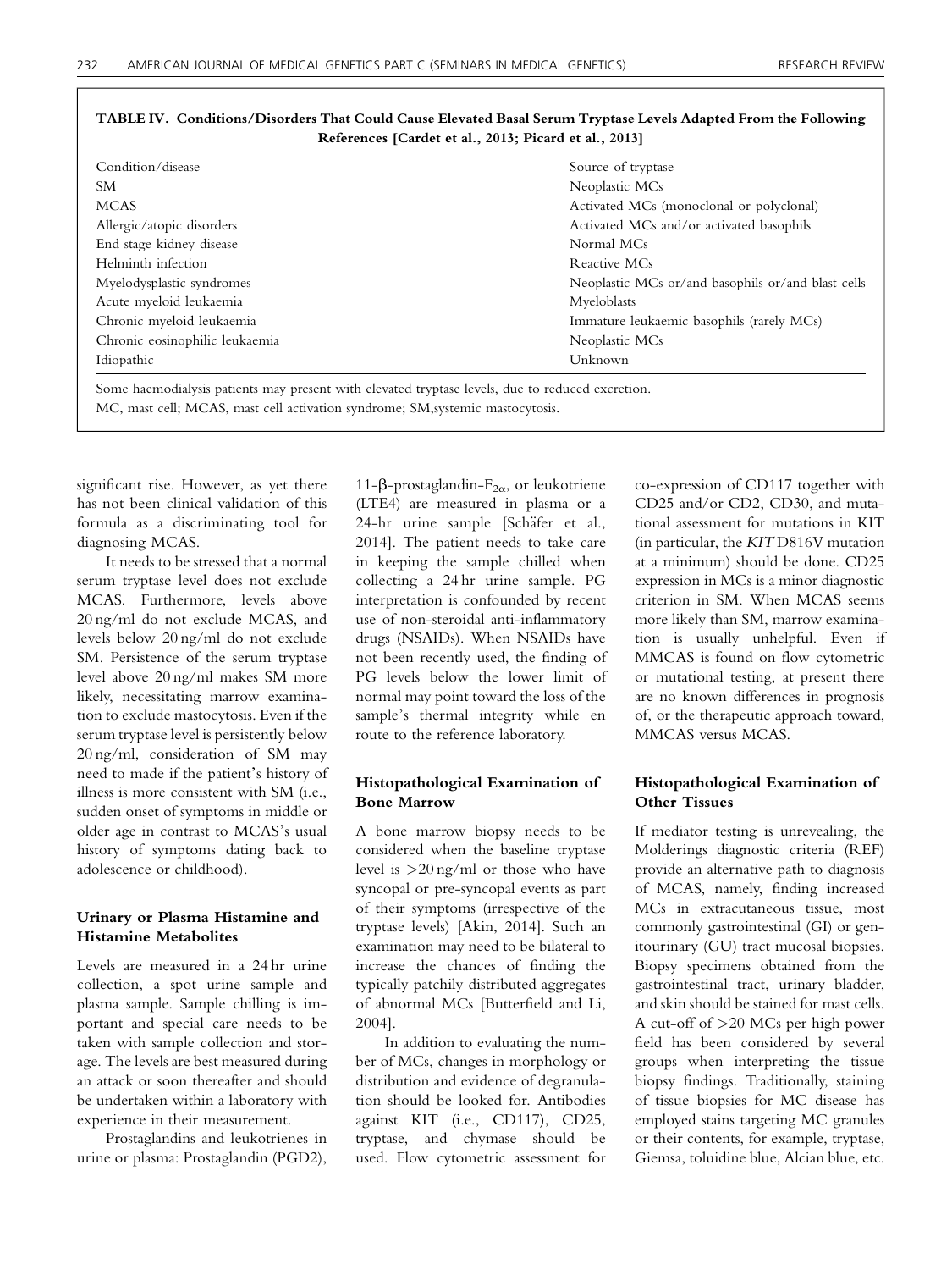**TABLE IV. Conditions/Disorders That Could Cause Elevated Basal Serum Tryptase Levels Adapted From the Following References [Cardet et al., 2013; Picard et al., 2013]**

| Condition/disease | Source of tryptase |
|---|---|
| SM | Neoplastic MCs |
| MCAS | Activated MCs (monoclonal or polyclonal) |
| Allergic/atopic disorders | Activated MCs and/or activated basophils |
| End stage kidney disease | Normal MCs |
| Helminth infection | Reactive MCs |
| Myelodysplastic syndromes | Neoplastic MCs or/and basophils or/and blast cells |
| Acute myeloid leukaemia | Myeloblasts |
| Chronic myeloid leukaemia | Immature leukaemic basophils (rarely MCs) |
| Chronic eosinophilic leukaemia | Neoplastic MCs |
| Idiopathic | Unknown |

Some haemodialysis patients may present with elevated tryptase levels, due to reduced excretion.
MC, mast cell; MCAS, mast cell activation syndrome; SM,systemic mastocytosis.

significant rise. However, as yet there has not been clinical validation of this formula as a discriminating tool for diagnosing MCAS.

It needs to be stressed that a normal serum tryptase level does not exclude MCAS. Furthermore, levels above 20 ng/ml do not exclude MCAS, and levels below 20 ng/ml do not exclude SM. Persistence of the serum tryptase level above 20 ng/ml makes SM more likely, necessitating marrow examination to exclude mastocytosis. Even if the serum tryptase level is persistently below 20 ng/ml, consideration of SM may need to made if the patient's history of illness is more consistent with SM (i.e., sudden onset of symptoms in middle or older age in contrast to MCAS's usual history of symptoms dating back to adolescence or childhood).

### Urinary or Plasma Histamine and Histamine Metabolites

Levels are measured in a 24 hr urine collection, a spot urine sample and plasma sample. Sample chilling is important and special care needs to be taken with sample collection and storage. The levels are best measured during an attack or soon thereafter and should be undertaken within a laboratory with experience in their measurement.

Prostaglandins and leukotrienes in urine or plasma: Prostaglandin (PGD2), 11-β-prostaglandin-$F_{2\alpha}$, or leukotriene (LTE4) are measured in plasma or a 24-hr urine sample [Schäfer et al., 2014]. The patient needs to take care in keeping the sample chilled when collecting a 24 hr urine sample. PG interpretation is confounded by recent use of non-steroidal anti-inflammatory drugs (NSAIDs). When NSAIDs have not been recently used, the finding of PG levels below the lower limit of normal may point toward the loss of the sample's thermal integrity while en route to the reference laboratory.

### Histopathological Examination of Bone Marrow

A bone marrow biopsy needs to be considered when the baseline tryptase level is >20 ng/ml or those who have syncopal or pre-syncopal events as part of their symptoms (irrespective of the tryptase levels) [Akin, 2014]. Such an examination may need to be bilateral to increase the chances of finding the typically patchily distributed aggregates of abnormal MCs [Butterfield and Li, 2004].

In addition to evaluating the number of MCs, changes in morphology or distribution and evidence of degranulation should be looked for. Antibodies against KIT (i.e., CD117), CD25, tryptase, and chymase should be used. Flow cytometric assessment for co-expression of CD117 together with CD25 and/or CD2, CD30, and mutational assessment for mutations in KIT (in particular, the *KIT* D816V mutation at a minimum) should be done. CD25 expression in MCs is a minor diagnostic criterion in SM. When MCAS seems more likely than SM, marrow examination is usually unhelpful. Even if MMCAS is found on flow cytometric or mutational testing, at present there are no known differences in prognosis of, or the therapeutic approach toward, MMCAS versus MCAS.

### Histopathological Examination of Other Tissues

If mediator testing is unrevealing, the Molderings diagnostic criteria (REF) provide an alternative path to diagnosis of MCAS, namely, finding increased MCs in extracutaneous tissue, most commonly gastrointestinal (GI) or genitourinary (GU) tract mucosal biopsies. Biopsy specimens obtained from the gastrointestinal tract, urinary bladder, and skin should be stained for mast cells. A cut-off of >20 MCs per high power field has been considered by several groups when interpreting the tissue biopsy findings. Traditionally, staining of tissue biopsies for MC disease has employed stains targeting MC granules or their contents, for example, tryptase, Giemsa, toluidine blue, Alcian blue, etc.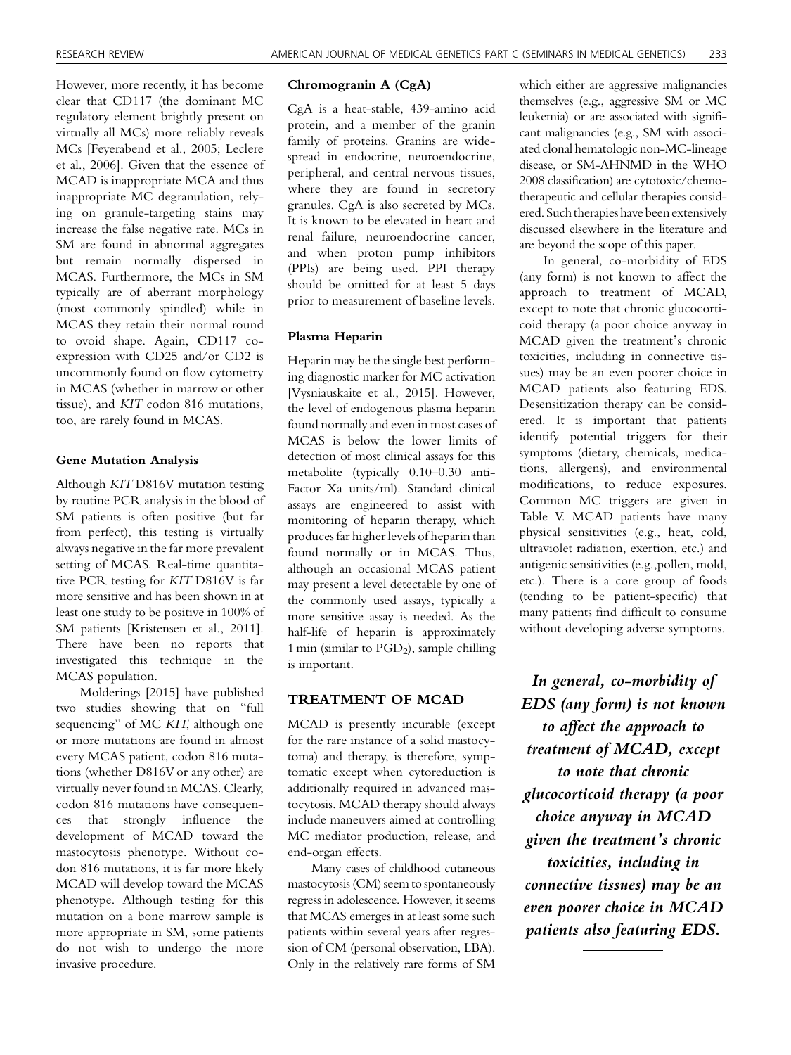However, more recently, it has become clear that CD117 (the dominant MC regulatory element brightly present on virtually all MCs) more reliably reveals MCs [Feyerabend et al., 2005; Leclere et al., 2006]. Given that the essence of MCAD is inappropriate MCA and thus inappropriate MC degranulation, relying on granule-targeting stains may increase the false negative rate. MCs in SM are found in abnormal aggregates but remain normally dispersed in MCAS. Furthermore, the MCs in SM typically are of aberrant morphology (most commonly spindled) while in MCAS they retain their normal round to ovoid shape. Again, CD117 co-expression with CD25 and/or CD2 is uncommonly found on flow cytometry in MCAS (whether in marrow or other tissue), and *KIT* codon 816 mutations, too, are rarely found in MCAS.

#### Gene Mutation Analysis

Although *KIT* D816V mutation testing by routine PCR analysis in the blood of SM patients is often positive (but far from perfect), this testing is virtually always negative in the far more prevalent setting of MCAS. Real-time quantitative PCR testing for *KIT* D816V is far more sensitive and has been shown in at least one study to be positive in 100% of SM patients [Kristensen et al., 2011]. There have been no reports that investigated this technique in the MCAS population.

Molderings [2015] have published two studies showing that on "full sequencing" of MC *KIT*, although one or more mutations are found in almost every MCAS patient, codon 816 mutations (whether D816V or any other) are virtually never found in MCAS. Clearly, codon 816 mutations have consequences that strongly influence the development of MCAD toward the mastocytosis phenotype. Without codon 816 mutations, it is far more likely MCAD will develop toward the MCAS phenotype. Although testing for this mutation on a bone marrow sample is more appropriate in SM, some patients do not wish to undergo the more invasive procedure.

#### Chromogranin A (CgA)

CgA is a heat-stable, 439-amino acid protein, and a member of the granin family of proteins. Granins are widespread in endocrine, neuroendocrine, peripheral, and central nervous tissues, where they are found in secretory granules. CgA is also secreted by MCs. It is known to be elevated in heart and renal failure, neuroendocrine cancer, and when proton pump inhibitors (PPIs) are being used. PPI therapy should be omitted for at least 5 days prior to measurement of baseline levels.

#### Plasma Heparin

Heparin may be the single best performing diagnostic marker for MC activation [Vysniauskaite et al., 2015]. However, the level of endogenous plasma heparin found normally and even in most cases of MCAS is below the lower limits of detection of most clinical assays for this metabolite (typically 0.10–0.30 anti-Factor Xa units/ml). Standard clinical assays are engineered to assist with monitoring of heparin therapy, which produces far higher levels of heparin than found normally or in MCAS. Thus, although an occasional MCAS patient may present a level detectable by one of the commonly used assays, typically a more sensitive assay is needed. As the half-life of heparin is approximately 1 min (similar to $PGD_2$), sample chilling is important.

## TREATMENT OF MCAD

MCAD is presently incurable (except for the rare instance of a solid mastocytoma) and therapy, is therefore, symptomatic except when cytoreduction is additionally required in advanced mastocytosis. MCAD therapy should always include maneuvers aimed at controlling MC mediator production, release, and end-organ effects.

Many cases of childhood cutaneous mastocytosis (CM) seem to spontaneously regress in adolescence. However, it seems that MCAS emerges in at least some such patients within several years after regression of CM (personal observation, LBA). Only in the relatively rare forms of SM which either are aggressive malignancies themselves (e.g., aggressive SM or MC leukemia) or are associated with significant malignancies (e.g., SM with associated clonal hematologic non-MC-lineage disease, or SM-AHNMD in the WHO 2008 classification) are cytotoxic/chemotherapeutic and cellular therapies considered. Such therapies have been extensively discussed elsewhere in the literature and are beyond the scope of this paper.

In general, co-morbidity of EDS (any form) is not known to affect the approach to treatment of MCAD, except to note that chronic glucocorticoid therapy (a poor choice anyway in MCAD given the treatment's chronic toxicities, including in connective tissues) may be an even poorer choice in MCAD patients also featuring EDS. Desensitization therapy can be considered. It is important that patients identify potential triggers for their symptoms (dietary, chemicals, medications, allergens), and environmental modifications, to reduce exposures. Common MC triggers are given in Table V. MCAD patients have many physical sensitivities (e.g., heat, cold, ultraviolet radiation, exertion, etc.) and antigenic sensitivities (e.g.,pollen, mold, etc.). There is a core group of foods (tending to be patient-specific) that many patients find difficult to consume without developing adverse symptoms.

> ***In general, co-morbidity of EDS (any form) is not known to affect the approach to treatment of MCAD, except to note that chronic glucocorticoid therapy (a poor choice anyway in MCAD given the treatment's chronic toxicities, including in connective tissues) may be an even poorer choice in MCAD patients also featuring EDS.***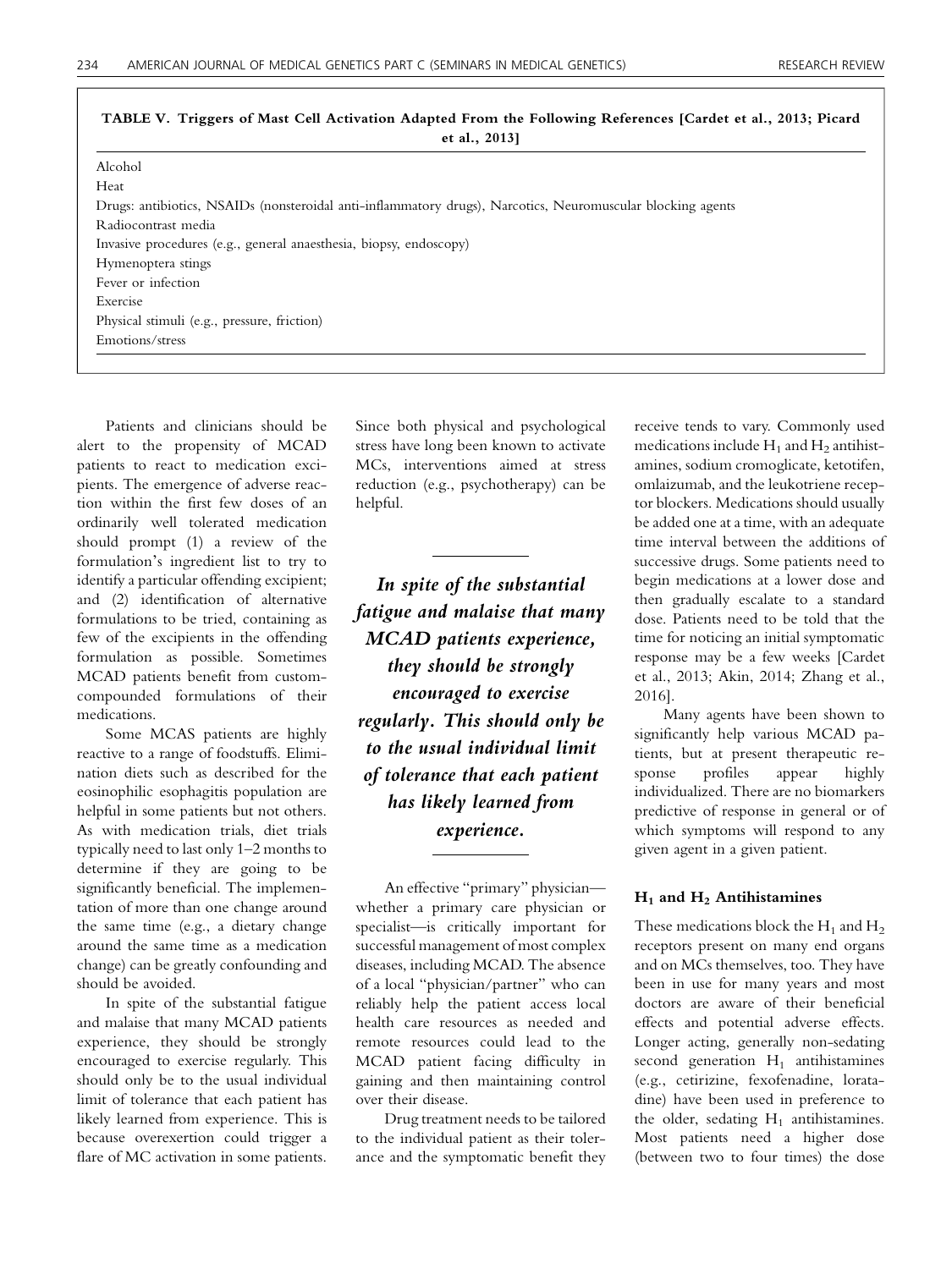**TABLE V. Triggers of Mast Cell Activation Adapted From the Following References [Cardet et al., 2013; Picard et al., 2013]**

| |
|---|
| Alcohol |
| Heat |
| Drugs: antibiotics, NSAIDs (nonsteroidal anti-inflammatory drugs), Narcotics, Neuromuscular blocking agents |
| Radiocontrast media |
| Invasive procedures (e.g., general anaesthesia, biopsy, endoscopy) |
| Hymenoptera stings |
| Fever or infection |
| Exercise |
| Physical stimuli (e.g., pressure, friction) |
| Emotions/stress |

Patients and clinicians should be alert to the propensity of MCAD patients to react to medication excipients. The emergence of adverse reaction within the first few doses of an ordinarily well tolerated medication should prompt (1) a review of the formulation's ingredient list to try to identify a particular offending excipient; and (2) identification of alternative formulations to be tried, containing as few of the excipients in the offending formulation as possible. Sometimes MCAD patients benefit from custom-compounded formulations of their medications.

Some MCAS patients are highly reactive to a range of foodstuffs. Elimination diets such as described for the eosinophilic esophagitis population are helpful in some patients but not others. As with medication trials, diet trials typically need to last only 1–2 months to determine if they are going to be significantly beneficial. The implementation of more than one change around the same time (e.g., a dietary change around the same time as a medication change) can be greatly confounding and should be avoided.

In spite of the substantial fatigue and malaise that many MCAD patients experience, they should be strongly encouraged to exercise regularly. This should only be to the usual individual limit of tolerance that each patient has likely learned from experience. This is because overexertion could trigger a flare of MC activation in some patients. Since both physical and psychological stress have long been known to activate MCs, interventions aimed at stress reduction (e.g., psychotherapy) can be helpful.

*In spite of the substantial fatigue and malaise that many MCAD patients experience, they should be strongly encouraged to exercise regularly. This should only be to the usual individual limit of tolerance that each patient has likely learned from experience.*

An effective "primary" physician—whether a primary care physician or specialist—is critically important for successful management of most complex diseases, including MCAD. The absence of a local "physician/partner" who can reliably help the patient access local health care resources as needed and remote resources could lead to the MCAD patient facing difficulty in gaining and then maintaining control over their disease.

Drug treatment needs to be tailored to the individual patient as their tolerance and the symptomatic benefit they receive tends to vary. Commonly used medications include $H_1$ and $H_2$ antihistamines, sodium cromoglicate, ketotifen, omlaizumab, and the leukotriene receptor blockers. Medications should usually be added one at a time, with an adequate time interval between the additions of successive drugs. Some patients need to begin medications at a lower dose and then gradually escalate to a standard dose. Patients need to be told that the time for noticing an initial symptomatic response may be a few weeks [Cardet et al., 2013; Akin, 2014; Zhang et al., 2016].

Many agents have been shown to significantly help various MCAD patients, but at present therapeutic response profiles appear highly individualized. There are no biomarkers predictive of response in general or of which symptoms will respond to any given agent in a given patient.

### $H_1$ and $H_2$ Antihistamines

These medications block the $H_1$ and $H_2$ receptors present on many end organs and on MCs themselves, too. They have been in use for many years and most doctors are aware of their beneficial effects and potential adverse effects. Longer acting, generally non-sedating second generation $H_1$ antihistamines (e.g., cetirizine, fexofenadine, loratadine) have been used in preference to the older, sedating $H_1$ antihistamines. Most patients need a higher dose (between two to four times) the dose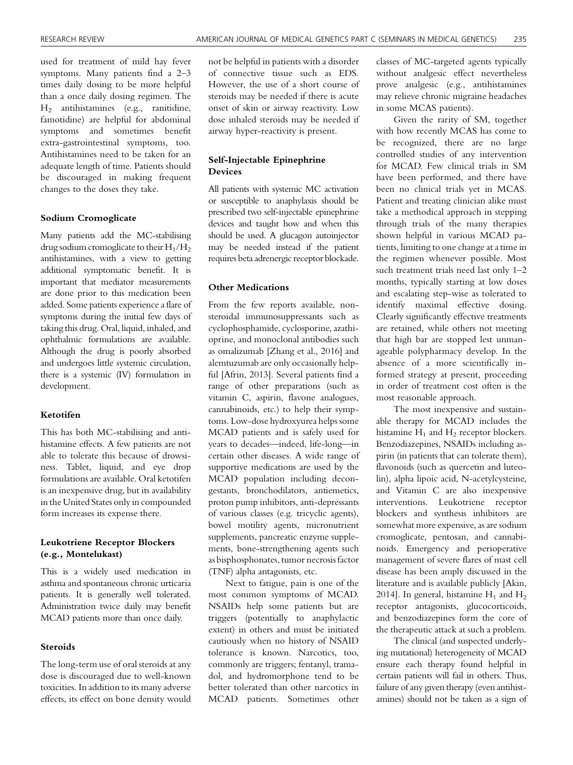used for treatment of mild hay fever symptoms. Many patients find a 2–3 times daily dosing to be more helpful than a once daily dosing regimen. The $H_2$ antihistamines (e.g., ranitidine, famotidine) are helpful for abdominal symptoms and sometimes benefit extra-gastrointestinal symptoms, too. Antihistamines need to be taken for an adequate length of time. Patients should be discouraged in making frequent changes to the doses they take.

### Sodium Cromoglicate

Many patients add the MC-stabilising drug sodium cromoglicate to their $H_1/H_2$ antihistamines, with a view to getting additional symptomatic benefit. It is important that mediator measurements are done prior to this medication been added. Some patients experience a flare of symptoms during the initial few days of taking this drug. Oral, liquid, inhaled, and ophthalmic formulations are available. Although the drug is poorly absorbed and undergoes little systemic circulation, there is a systemic (IV) formulation in development.

### Ketotifen

This has both MC-stabilising and antihistamine effects. A few patients are not able to tolerate this because of drowsiness. Tablet, liquid, and eye drop formulations are available. Oral ketotifen is an inexpensive drug, but its availability in the United States only in compounded form increases its expense there.

### Leukotriene Receptor Blockers (e.g., Montelukast)

This is a widely used medication in asthma and spontaneous chronic urticaria patients. It is generally well tolerated. Administration twice daily may benefit MCAD patients more than once daily.

### Steroids

The long-term use of oral steroids at any dose is discouraged due to well-known toxicities. In addition to its many adverse effects, its effect on bone density would not be helpful in patients with a disorder of connective tissue such as EDS. However, the use of a short course of steroids may be needed if there is acute onset of skin or airway reactivity. Low dose inhaled steroids may be needed if airway hyper-reactivity is present.

### Self-Injectable Epinephrine Devices

All patients with systemic MC activation or susceptible to anaphylaxis should be prescribed two self-injectable epinephrine devices and taught how and when this should be used. A glucagon autoinjector may be needed instead if the patient requires beta adrenergic receptor blockade.

### Other Medications

From the few reports available, non-steroidal immunosuppressants such as cyclophosphamide, cyclosporine, azathioprine, and monoclonal antibodies such as omalizumab [Zhang et al., 2016] and alemtuzumab are only occasionally helpful [Afrin, 2013]. Several patients find a range of other preparations (such as vitamin C, aspirin, flavone analogues, cannabinoids, etc.) to help their symptoms. Low-dose hydroxyurea helps some MCAD patients and is safely used for years to decades—indeed, life-long—in certain other diseases. A wide range of supportive medications are used by the MCAD population including decongestants, bronchodilators, antiemetics, proton pump inhibitors, anti-depressants of various classes (e.g. tricyclic agents), bowel motility agents, micronutrient supplements, pancreatic enzyme supplements, bone-strengthening agents such as bisphosphonates, tumor necrosis factor (TNF) alpha antagonists, etc.

Next to fatigue, pain is one of the most common symptoms of MCAD. NSAIDs help some patients but are triggers (potentially to anaphylactic extent) in others and must be initiated cautiously when no history of NSAID tolerance is known. Narcotics, too, commonly are triggers; fentanyl, tramadol, and hydromorphone tend to be better tolerated than other narcotics in MCAD patients. Sometimes other classes of MC-targeted agents typically without analgesic effect nevertheless prove analgesic (e.g., antihistamines may relieve chronic migraine headaches in some MCAS patients).

Given the rarity of SM, together with how recently MCAS has come to be recognized, there are no large controlled studies of any intervention for MCAD. Few clinical trials in SM have been performed, and there have been no clinical trials yet in MCAS. Patient and treating clinician alike must take a methodical approach in stepping through trials of the many therapies shown helpful in various MCAD patients, limiting to one change at a time in the regimen whenever possible. Most such treatment trials need last only 1–2 months, typically starting at low doses and escalating step-wise as tolerated to identify maximal effective dosing. Clearly significantly effective treatments are retained, while others not meeting that high bar are stopped lest unmanageable polypharmacy develop. In the absence of a more scientifically informed strategy at present, proceeding in order of treatment cost often is the most reasonable approach.

The most inexpensive and sustainable therapy for MCAD includes the histamine $H_1$ and $H_2$ receptor blockers. Benzodiazepines, NSAIDs including aspirin (in patients that can tolerate them), flavonoids (such as quercetin and luteolin), alpha lipoic acid, N-acetylcysteine, and Vitamin C are also inexpensive interventions. Leukotriene receptor blockers and synthesis inhibitors are somewhat more expensive, as are sodium cromoglicate, pentosan, and cannabinoids. Emergency and perioperative management of severe flares of mast cell disease has been amply discussed in the literature and is available publicly [Akin, 2014]. In general, histamine $H_1$ and $H_2$ receptor antagonists, glucocorticoids, and benzodiazepines form the core of the therapeutic attack at such a problem.

The clinical (and suspected underlying mutational) heterogeneity of MCAD ensure each therapy found helpful in certain patients will fail in others. Thus, failure of any given therapy (even antihistamines) should not be taken as a sign of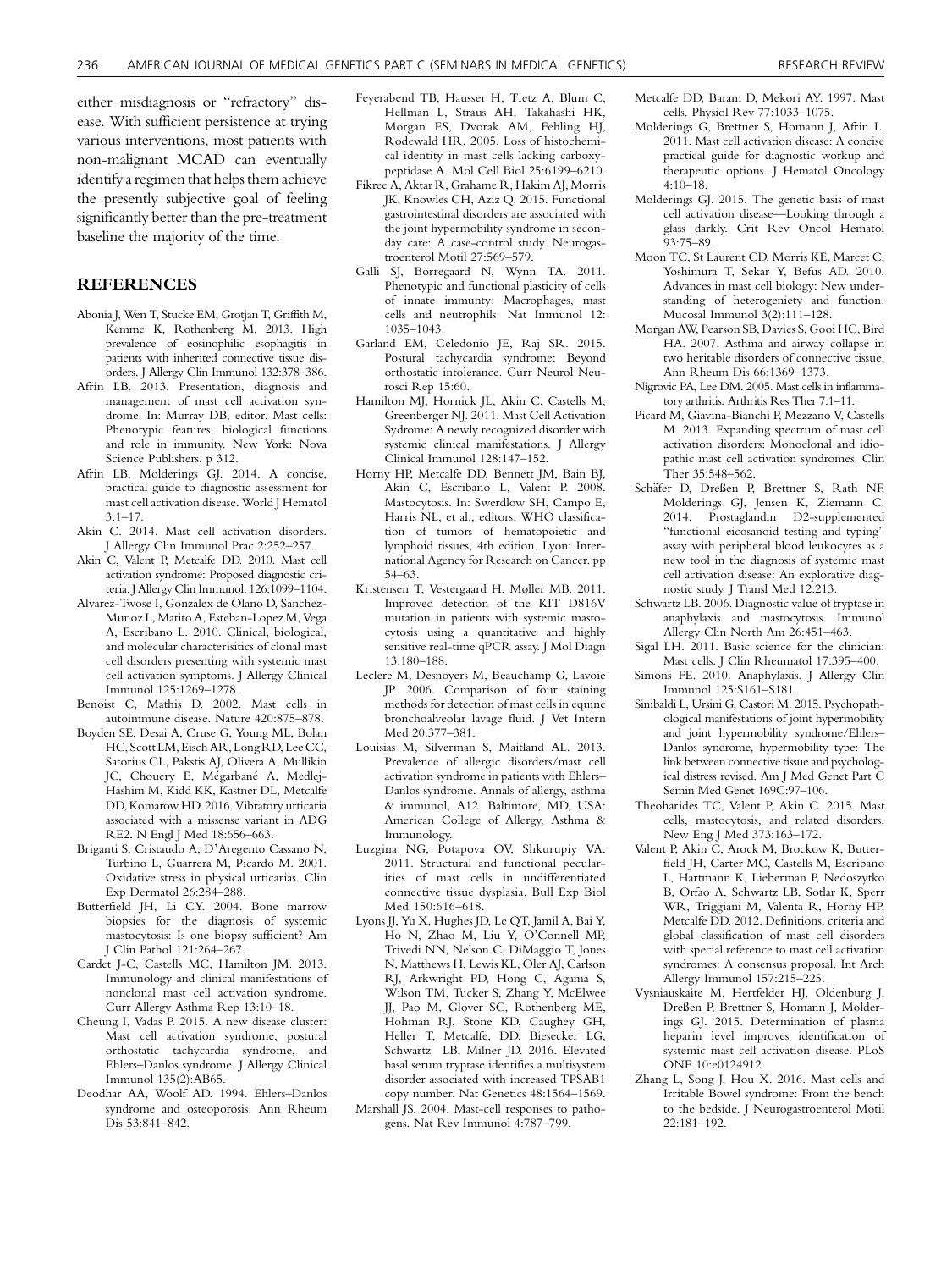either misdiagnosis or "refractory" disease. With sufficient persistence at trying various interventions, most patients with non-malignant MCAD can eventually identify a regimen that helps them achieve the presently subjective goal of feeling significantly better than the pre-treatment baseline the majority of the time.

## REFERENCES

Abonia J, Wen T, Stucke EM, Grotjan T, Griffith M, Kemme K, Rothenberg M. 2013. High prevalence of eosinophilic esophagitis in patients with inherited connective tissue disorders. J Allergy Clin Immunol 132:378–386.

Afrin LB. 2013. Presentation, diagnosis and management of mast cell activation syndrome. In: Murray DB, editor. Mast cells: Phenotypic features, biological functions and role in immunity. New York: Nova Science Publishers. p 312.

Afrin LB, Molderings GJ. 2014. A concise, practical guide to diagnostic assessment for mast cell activation disease. World J Hematol 3:1–17.

Akin C. 2014. Mast cell activation disorders. J Allergy Clin Immunol Prac 2:252–257.

Akin C, Valent P, Metcalfe DD. 2010. Mast cell activation syndrome: Proposed diagnostic criteria. J Allergy Clin Immunol. 126:1099–1104.

Alvarez-Twose I, Gonzalex de Olano D, Sanchez-Munoz L, Matito A, Esteban-Lopez M, Vega A, Escribano L. 2010. Clinical, biological, and molecular characterisitics of clonal mast cell disorders presenting with systemic mast cell activation symptoms. J Allergy Clinical Immunol 125:1269–1278.

Benoist C, Mathis D. 2002. Mast cells in autoimmune disease. Nature 420:875–878.

Boyden SE, Desai A, Cruse G, Young ML, Bolan HC, Scott LM, Eisch AR, Long RD, Lee CC, Satorius CL, Pakstis AJ, Olivera A, Mullikin JC, Chouery E, Mégarbané A, Medlej-Hashim M, Kidd KK, Kastner DL, Metcalfe DD, Komarow HD. 2016. Vibratory urticaria associated with a missense variant in ADG RE2. N Engl J Med 18:656–663.

Briganti S, Cristaudo A, D'Aregento Cassano N, Turbino L, Guarrera M, Picardo M. 2001. Oxidative stress in physical urticarias. Clin Exp Dermatol 26:284–288.

Butterfield JH, Li CY. 2004. Bone marrow biopsies for the diagnosis of systemic mastocytosis: Is one biopsy sufficient? Am J Clin Pathol 121:264–267.

Cardet J-C, Castells MC, Hamilton JM. 2013. Immunology and clinical manifestations of nonclonal mast cell activation syndrome. Curr Allergy Asthma Rep 13:10–18.

Cheung I, Vadas P. 2015. A new disease cluster: Mast cell activation syndrome, postural orthostatic tachycardia syndrome, and Ehlers–Danlos syndrome. J Allergy Clinical Immunol 135(2):AB65.

Deodhar AA, Woolf AD. 1994. Ehlers–Danlos syndrome and osteoporosis. Ann Rheum Dis 53:841–842.

Feyerabend TB, Hausser H, Tietz A, Blum C, Hellman L, Straus AH, Takahashi HK, Morgan ES, Dvorak AM, Fehling HJ, Rodewald HR. 2005. Loss of histochemical identity in mast cells lacking carboxypeptidase A. Mol Cell Biol 25:6199–6210.

Fikree A, Aktar R, Grahame R, Hakim AJ, Morris JK, Knowles CH, Aziz Q. 2015. Functional gastrointestinal disorders are associated with the joint hypermobility syndrome in secondary care: A case-control study. Neurogastroenterol Motil 27:569–579.

Galli SJ, Borregaard N, Wynn TA. 2011. Phenotypic and functional plasticity of cells of innate immunty: Macrophages, mast cells and neutrophils. Nat Immunol 12: 1035–1043.

Garland EM, Celedonio JE, Raj SR. 2015. Postural tachycardia syndrome: Beyond orthostatic intolerance. Curr Neurol Neurosci Rep 15:60.

Hamilton MJ, Hornick JL, Akin C, Castells M, Greenberger NJ. 2011. Mast Cell Activation Sydrome: A newly recognized disorder with systemic clinical manifestations. J Allergy Clinical Immunol 128:147–152.

Horny HP, Metcalfe DD, Bennett JM, Bain BJ, Akin C, Escribano L, Valent P. 2008. Mastocytosis. In: Swerdlow SH, Campo E, Harris NL, et al., editors. WHO classification of tumors of hematopoietic and lymphoid tissues, 4th edition. Lyon: International Agency for Research on Cancer. pp 54–63.

Kristensen T, Vestergaard H, Møller MB. 2011. Improved detection of the KIT D816V mutation in patients with systemic mastocytosis using a quantitative and highly sensitive real-time qPCR assay. J Mol Diagn 13:180–188.

Leclere M, Desnoyers M, Beauchamp G, Lavoie JP. 2006. Comparison of four staining methods for detection of mast cells in equine bronchoalveolar lavage fluid. J Vet Intern Med 20:377–381.

Louisias M, Silverman S, Maitland AL. 2013. Prevalence of allergic disorders/mast cell activation syndrome in patients with Ehlers–Danlos syndrome. Annals of allergy, asthma & immunol, A12. Baltimore, MD, USA: American College of Allergy, Asthma & Immunology.

Luzgina NG, Potapova OV, Shkurupiy VA. 2011. Structural and functional pecularities of mast cells in undifferentiated connective tissue dysplasia. Bull Exp Biol Med 150:616–618.

Lyons JJ, Yu X, Hughes JD, Le QT, Jamil A, Bai Y, Ho N, Zhao M, Liu Y, O'Connell MP, Trivedi NN, Nelson C, DiMaggio T, Jones N, Matthews H, Lewis KL, Oler AJ, Carlson RJ, Arkwright PD, Hong C, Agama S, Wilson TM, Tucker S, Zhang Y, McElwee JJ, Pao M, Glover SC, Rothenberg ME, Hohman RJ, Stone KD, Caughey GH, Heller T, Metcalfe, DD, Biesecker LG, Schwartz LB, Milner JD. 2016. Elevated basal serum tryptase identifies a multisystem disorder associated with increased TPSAB1 copy number. Nat Genetics 48:1564–1569.

Marshall JS. 2004. Mast-cell responses to pathogens. Nat Rev Immunol 4:787–799.

Metcalfe DD, Baram D, Mekori AY. 1997. Mast cells. Physiol Rev 77:1033–1075.

Molderings G, Brettner S, Homann J, Afrin L. 2011. Mast cell activation disease: A concise practical guide for diagnostic workup and therapeutic options. J Hematol Oncology 4:10–18.

Molderings GJ. 2015. The genetic basis of mast cell activation disease—Looking through a glass darkly. Crit Rev Oncol Hematol 93:75–89.

Moon TC, St Laurent CD, Morris KE, Marcet C, Yoshimura T, Sekar Y, Befus AD. 2010. Advances in mast cell biology: New understanding of heterogeniety and function. Mucosal Immunol 3(2):111–128.

Morgan AW, Pearson SB, Davies S, Gooi HC, Bird HA. 2007. Asthma and airway collapse in two heritable disorders of connective tissue. Ann Rheum Dis 66:1369–1373.

Nigrovic PA, Lee DM. 2005. Mast cells in inflammatory arthritis. Arthritis Res Ther 7:1–11.

Picard M, Giavina-Bianchi P, Mezzano V, Castells M. 2013. Expanding spectrum of mast cell activation disorders: Monoclonal and idiopathic mast cell activation syndromes. Clin Ther 35:548–562.

Schäfer D, Dreßen P, Brettner S, Rath NF, Molderings GJ, Jensen K, Ziemann C. 2014. Prostaglandin D2-supplemented "functional eicosanoid testing and typing" assay with peripheral blood leukocytes as a new tool in the diagnosis of systemic mast cell activation disease: An explorative diagnostic study. J Transl Med 12:213.

Schwartz LB. 2006. Diagnostic value of tryptase in anaphylaxis and mastocytosis. Immunol Allergy Clin North Am 26:451–463.

Sigal LH. 2011. Basic science for the clinician: Mast cells. J Clin Rheumatol 17:395–400.

Simons FE. 2010. Anaphylaxis. J Allergy Clin Immunol 125:S161–S181.

Sinibaldi L, Ursini G, Castori M. 2015. Psychopathological manifestations of joint hypermobility and joint hypermobility syndrome/Ehlers–Danlos syndrome, hypermobility type: The link between connective tissue and psychological distress revised. Am J Med Genet Part C Semin Med Genet 169C:97–106.

Theoharides TC, Valent P, Akin C. 2015. Mast cells, mastocytosis, and related disorders. New Eng J Med 373:163–172.

Valent P, Akin C, Arock M, Brockow K, Butterfield JH, Carter MC, Castells M, Escribano L, Hartmann K, Lieberman P, Nedoszytko B, Orfao A, Schwartz LB, Sotlar K, Sperr WR, Triggiani M, Valenta R, Horny HP, Metcalfe DD. 2012. Definitions, criteria and global classification of mast cell disorders with special reference to mast cell activation syndromes: A consensus proposal. Int Arch Allergy Immunol 157:215–225.

Vysniauskaite M, Hertfelder HJ, Oldenburg J, Dreßen P, Brettner S, Homann J, Molderings GJ. 2015. Determination of plasma heparin level improves identification of systemic mast cell activation disease. PLoS ONE 10:e0124912.

Zhang L, Song J, Hou X. 2016. Mast cells and Irritable Bowel syndrome: From the bench to the bedside. J Neurogastroenterol Motil 22:181–192.